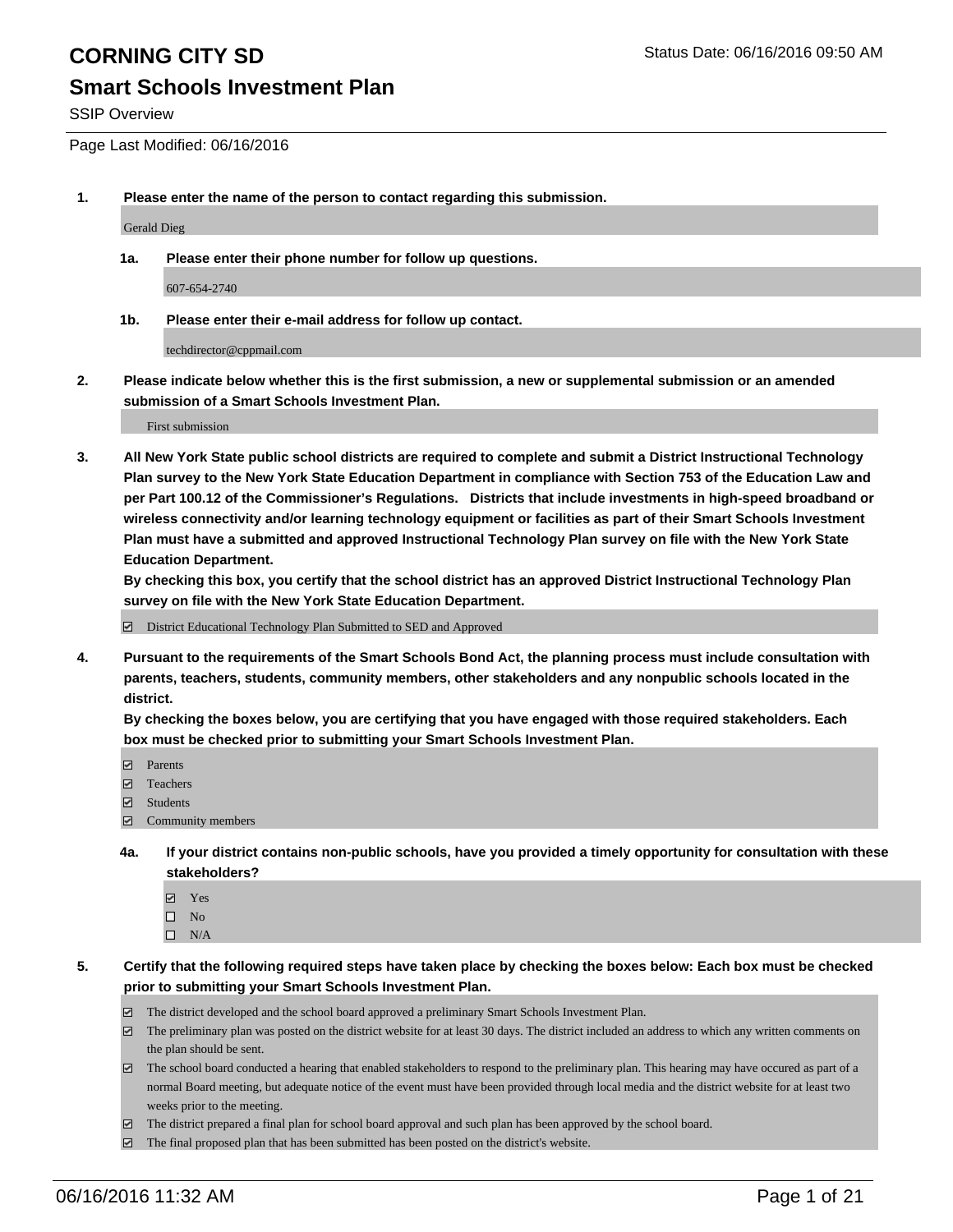# CORNING CITY SD

## Smart Schools Investment Plan

SSIP Overview

Page Last Modified: 06/16/2016

**1. Please enter the name of the person to contact regarding this submission.**

Gerald Dieg

**1a. Please enter their phone number for follow up questions.**

607-654-2740

**1b. Please enter their e-mail address for follow up contact.**

techdirector@cppmail.com

**2. Please indicate below whether this is the first submission, a new or supplemental submission or an amended submission of a Smart Schools Investment Plan.**

First submission

**3. All New York State public school districts are required to complete and submit a District Instructional Technology Plan survey to the New York State Education Department in compliance with Section 753 of the Education Law and per Part 100.12 of the Commissioner's Regulations. Districts that include investments in high-speed broadband or wireless connectivity and/or learning technology equipment or facilities as part of their Smart Schools Investment Plan must have a submitted and approved Instructional Technology Plan survey on file with the New York State Education Department.**
**By checking this box, you certify that the school district has an approved District Instructional Technology Plan survey on file with the New York State Education Department.**

- ☑ District Educational Technology Plan Submitted to SED and Approved

**4. Pursuant to the requirements of the Smart Schools Bond Act, the planning process must include consultation with parents, teachers, students, community members, other stakeholders and any nonpublic schools located in the district.**
**By checking the boxes below, you are certifying that you have engaged with those required stakeholders. Each box must be checked prior to submitting your Smart Schools Investment Plan.**

- ☑ Parents
- ☑ Teachers
- ☑ Students
- ☑ Community members

**4a. If your district contains non-public schools, have you provided a timely opportunity for consultation with these stakeholders?**

- ☑ Yes
- ☐ No
- ☐ N/A

**5. Certify that the following required steps have taken place by checking the boxes below: Each box must be checked prior to submitting your Smart Schools Investment Plan.**

- ☑ The district developed and the school board approved a preliminary Smart Schools Investment Plan.
- ☑ The preliminary plan was posted on the district website for at least 30 days. The district included an address to which any written comments on the plan should be sent.
- ☑ The school board conducted a hearing that enabled stakeholders to respond to the preliminary plan. This hearing may have occured as part of a normal Board meeting, but adequate notice of the event must have been provided through local media and the district website for at least two weeks prior to the meeting.
- ☑ The district prepared a final plan for school board approval and such plan has been approved by the school board.
- ☑ The final proposed plan that has been submitted has been posted on the district's website.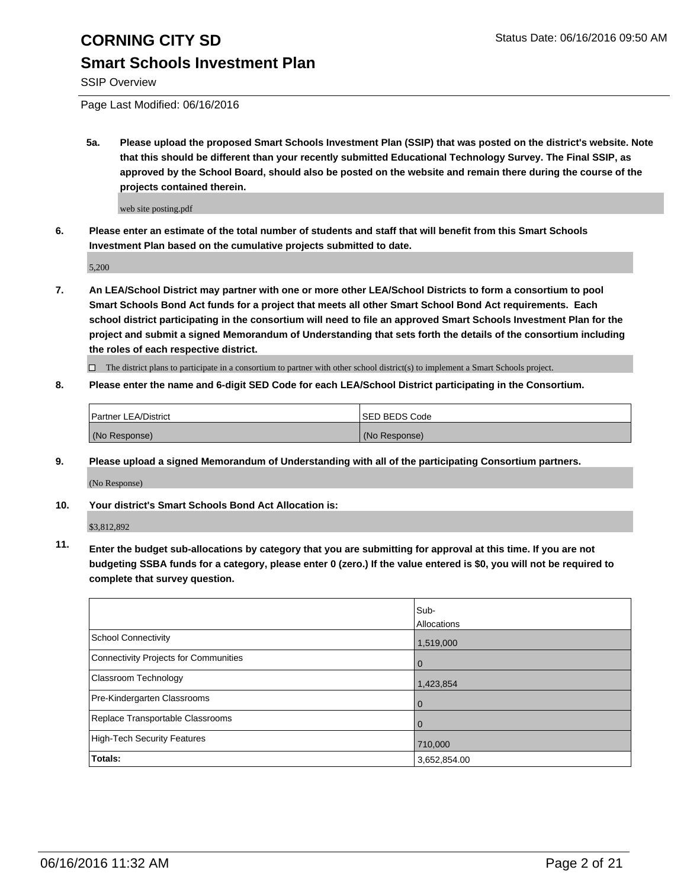**5a. Please upload the proposed Smart Schools Investment Plan (SSIP) that was posted on the district's website. Note that this should be different than your recently submitted Educational Technology Survey. The Final SSIP, as approved by the School Board, should also be posted on the website and remain there during the course of the projects contained therein.**

web site posting.pdf

**6. Please enter an estimate of the total number of students and staff that will benefit from this Smart Schools Investment Plan based on the cumulative projects submitted to date.**

5,200

**7. An LEA/School District may partner with one or more other LEA/School Districts to form a consortium to pool Smart Schools Bond Act funds for a project that meets all other Smart School Bond Act requirements. Each school district participating in the consortium will need to file an approved Smart Schools Investment Plan for the project and submit a signed Memorandum of Understanding that sets forth the details of the consortium including the roles of each respective district.**

☐ The district plans to participate in a consortium to partner with other school district(s) to implement a Smart Schools project.

**8. Please enter the name and 6-digit SED Code for each LEA/School District participating in the Consortium.**

| Partner LEA/District | SED BEDS Code |
|---|---|
| (No Response) | (No Response) |

**9. Please upload a signed Memorandum of Understanding with all of the participating Consortium partners.**

(No Response)

**10. Your district's Smart Schools Bond Act Allocation is:**

$3,812,892

**11. Enter the budget sub-allocations by category that you are submitting for approval at this time. If you are not budgeting SSBA funds for a category, please enter 0 (zero.) If the value entered is $0, you will not be required to complete that survey question.**

| | Sub-Allocations |
|---|---|
| School Connectivity | 1,519,000 |
| Connectivity Projects for Communities | 0 |
| Classroom Technology | 1,423,854 |
| Pre-Kindergarten Classrooms | 0 |
| Replace Transportable Classrooms | 0 |
| High-Tech Security Features | 710,000 |
| **Totals:** | 3,652,854.00 |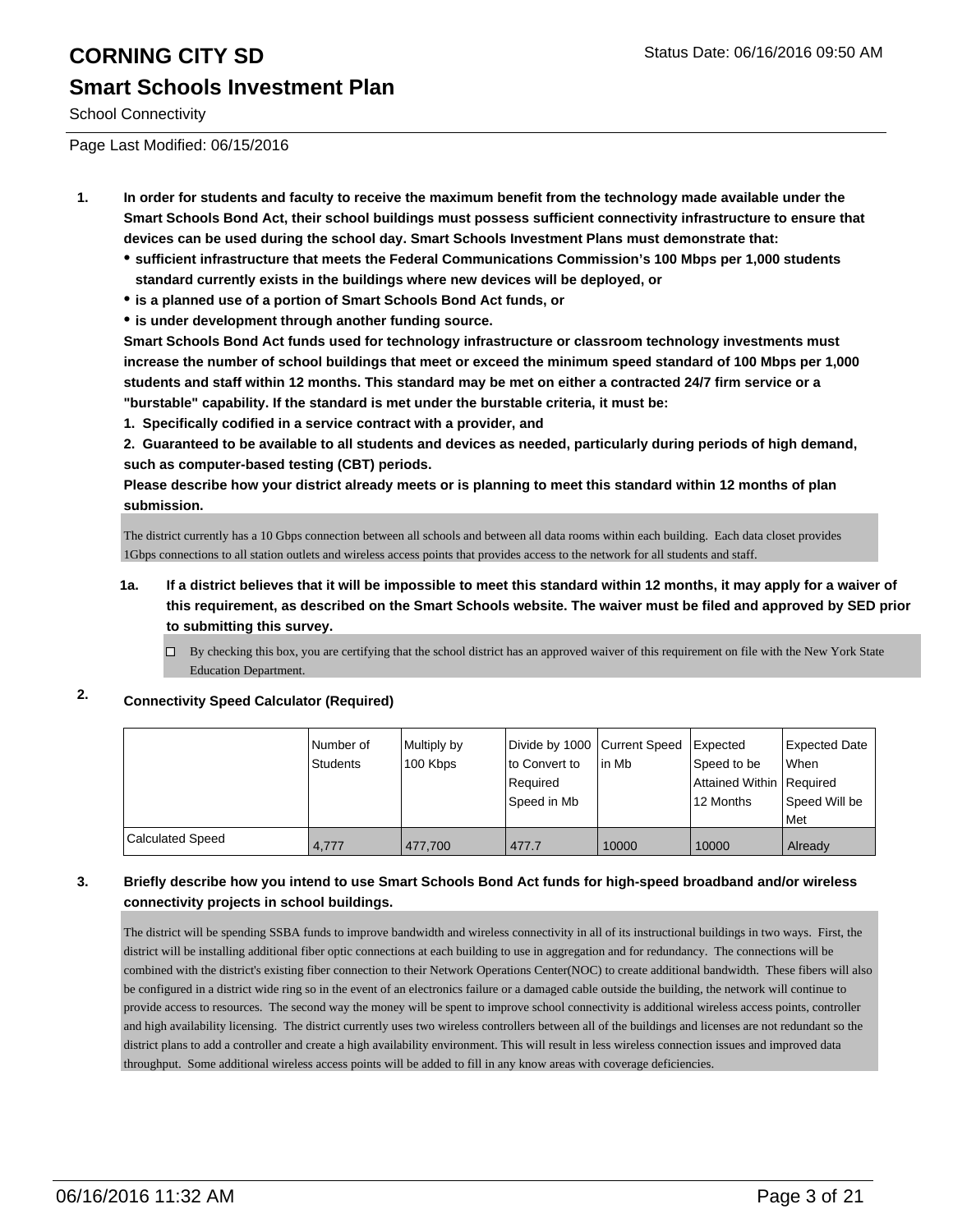# CORNING CITY SD

## Smart Schools Investment Plan

School Connectivity

Status Date: 06/16/2016 09:50 AM

Page Last Modified: 06/15/2016

1. **In order for students and faculty to receive the maximum benefit from the technology made available under the Smart Schools Bond Act, their school buildings must possess sufficient connectivity infrastructure to ensure that devices can be used during the school day. Smart Schools Investment Plans must demonstrate that:**
   - **sufficient infrastructure that meets the Federal Communications Commission's 100 Mbps per 1,000 students standard currently exists in the buildings where new devices will be deployed, or**
   - **is a planned use of a portion of Smart Schools Bond Act funds, or**
   - **is under development through another funding source.**

   **Smart Schools Bond Act funds used for technology infrastructure or classroom technology investments must increase the number of school buildings that meet or exceed the minimum speed standard of 100 Mbps per 1,000 students and staff within 12 months. This standard may be met on either a contracted 24/7 firm service or a "burstable" capability. If the standard is met under the burstable criteria, it must be:**

   **1. Specifically codified in a service contract with a provider, and**

   **2. Guaranteed to be available to all students and devices as needed, particularly during periods of high demand, such as computer-based testing (CBT) periods.**

   **Please describe how your district already meets or is planning to meet this standard within 12 months of plan submission.**

   The district currently has a 10 Gbps connection between all schools and between all data rooms within each building. Each data closet provides 1Gbps connections to all station outlets and wireless access points that provides access to the network for all students and staff.

   **1a. If a district believes that it will be impossible to meet this standard within 12 months, it may apply for a waiver of this requirement, as described on the Smart Schools website. The waiver must be filed and approved by SED prior to submitting this survey.**

   ☐ By checking this box, you are certifying that the school district has an approved waiver of this requirement on file with the New York State Education Department.

2. **Connectivity Speed Calculator (Required)**

| | Number of Students | Multiply by 100 Kbps | Divide by 1000 to Convert to Required Speed in Mb | Current Speed in Mb | Expected Speed to be Attained Within 12 Months | Expected Date When Required Speed Will be Met |
|---|---|---|---|---|---|---|
| Calculated Speed | 4,777 | 477,700 | 477.7 | 10000 | 10000 | Already |

3. **Briefly describe how you intend to use Smart Schools Bond Act funds for high-speed broadband and/or wireless connectivity projects in school buildings.**

   The district will be spending SSBA funds to improve bandwidth and wireless connectivity in all of its instructional buildings in two ways. First, the district will be installing additional fiber optic connections at each building to use in aggregation and for redundancy. The connections will be combined with the district's existing fiber connection to their Network Operations Center(NOC) to create additional bandwidth. These fibers will also be configured in a district wide ring so in the event of an electronics failure or a damaged cable outside the building, the network will continue to provide access to resources. The second way the money will be spent to improve school connectivity is additional wireless access points, controller and high availability licensing. The district currently uses two wireless controllers between all of the buildings and licenses are not redundant so the district plans to add a controller and create a high availability environment. This will result in less wireless connection issues and improved data throughput. Some additional wireless access points will be added to fill in any know areas with coverage deficiencies.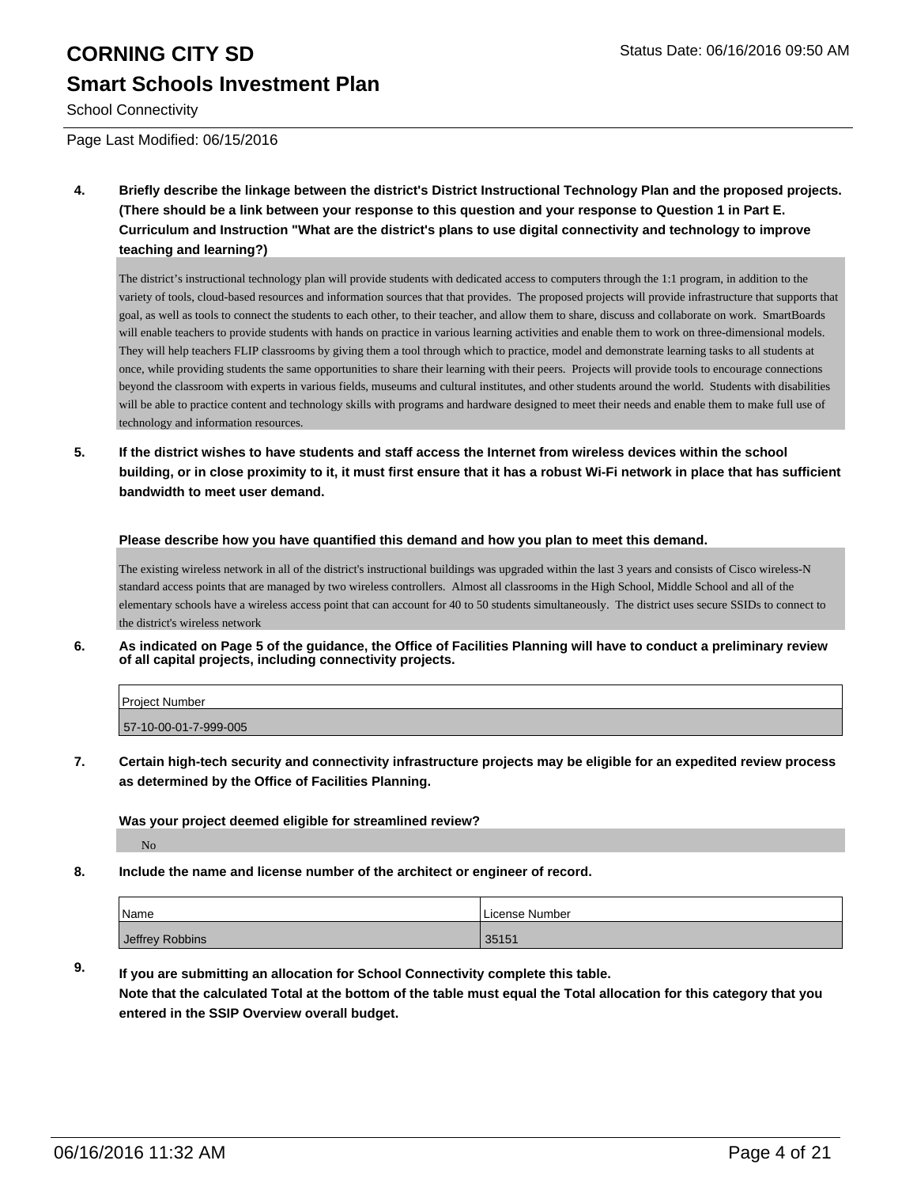**4. Briefly describe the linkage between the district's District Instructional Technology Plan and the proposed projects. (There should be a link between your response to this question and your response to Question 1 in Part E. Curriculum and Instruction "What are the district's plans to use digital connectivity and technology to improve teaching and learning?)**

The district's instructional technology plan will provide students with dedicated access to computers through the 1:1 program, in addition to the variety of tools, cloud-based resources and information sources that that provides. The proposed projects will provide infrastructure that supports that goal, as well as tools to connect the students to each other, to their teacher, and allow them to share, discuss and collaborate on work. SmartBoards will enable teachers to provide students with hands on practice in various learning activities and enable them to work on three-dimensional models. They will help teachers FLIP classrooms by giving them a tool through which to practice, model and demonstrate learning tasks to all students at once, while providing students the same opportunities to share their learning with their peers. Projects will provide tools to encourage connections beyond the classroom with experts in various fields, museums and cultural institutes, and other students around the world. Students with disabilities will be able to practice content and technology skills with programs and hardware designed to meet their needs and enable them to make full use of technology and information resources.

**5. If the district wishes to have students and staff access the Internet from wireless devices within the school building, or in close proximity to it, it must first ensure that it has a robust Wi-Fi network in place that has sufficient bandwidth to meet user demand.**

**Please describe how you have quantified this demand and how you plan to meet this demand.**

The existing wireless network in all of the district's instructional buildings was upgraded within the last 3 years and consists of Cisco wireless-N standard access points that are managed by two wireless controllers. Almost all classrooms in the High School, Middle School and all of the elementary schools have a wireless access point that can account for 40 to 50 students simultaneously. The district uses secure SSIDs to connect to the district's wireless network

**6. As indicated on Page 5 of the guidance, the Office of Facilities Planning will have to conduct a preliminary review of all capital projects, including connectivity projects.**

| Project Number |
| --- |
| 57-10-00-01-7-999-005 |

**7. Certain high-tech security and connectivity infrastructure projects may be eligible for an expedited review process as determined by the Office of Facilities Planning.**

**Was your project deemed eligible for streamlined review?**

No

**8. Include the name and license number of the architect or engineer of record.**

| Name | License Number |
| --- | --- |
| Jeffrey Robbins | 35151 |

**9. If you are submitting an allocation for School Connectivity complete this table. Note that the calculated Total at the bottom of the table must equal the Total allocation for this category that you entered in the SSIP Overview overall budget.**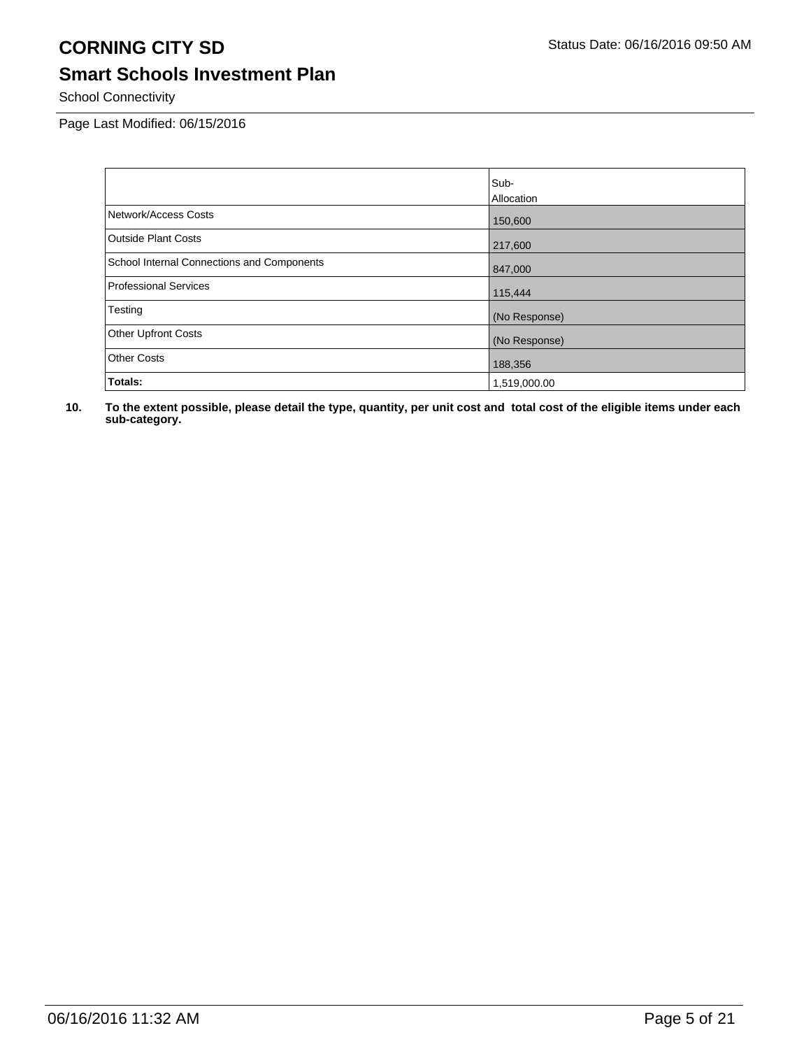# CORNING CITY SD

## Smart Schools Investment Plan

School Connectivity

Page Last Modified: 06/15/2016

| | Sub-Allocation |
|---|---|
| Network/Access Costs | 150,600 |
| Outside Plant Costs | 217,600 |
| School Internal Connections and Components | 847,000 |
| Professional Services | 115,444 |
| Testing | (No Response) |
| Other Upfront Costs | (No Response) |
| Other Costs | 188,356 |
| **Totals:** | 1,519,000.00 |

**10. To the extent possible, please detail the type, quantity, per unit cost and total cost of the eligible items under each sub-category.**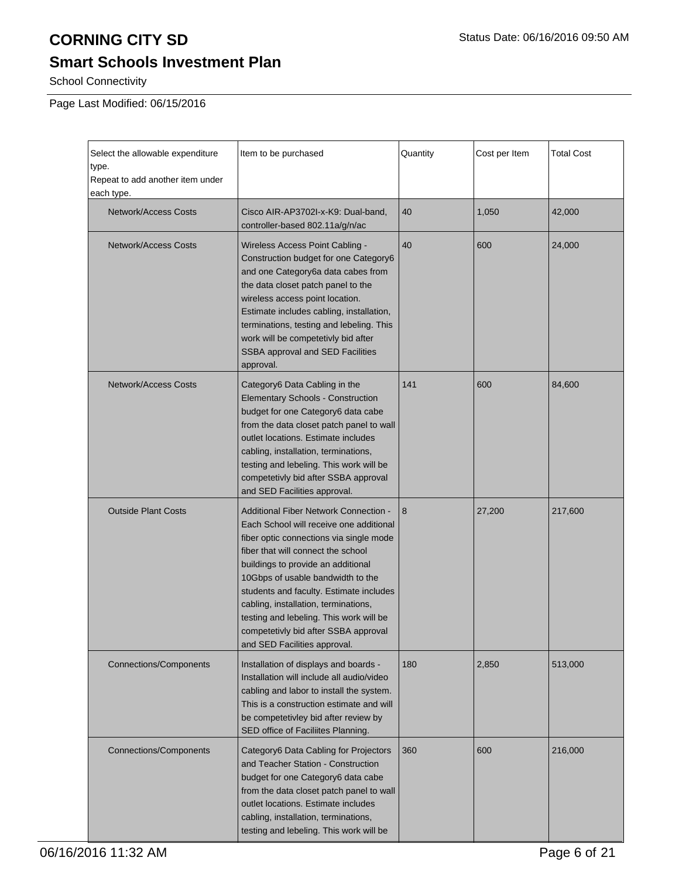# CORNING CITY SD

## Smart Schools Investment Plan

School Connectivity

Page Last Modified: 06/15/2016

| Select the allowable expenditure type. Repeat to add another item under each type. | Item to be purchased | Quantity | Cost per Item | Total Cost |
|---|---|---|---|---|
| Network/Access Costs | Cisco AIR-AP3702I-x-K9: Dual-band, controller-based 802.11a/g/n/ac | 40 | 1,050 | 42,000 |
| Network/Access Costs | Wireless Access Point Cabling - Construction budget for one Category6 and one Category6a data cabes from the data closet patch panel to the wireless access point location. Estimate includes cabling, installation, terminations, testing and lebeling. This work will be competetivly bid after SSBA approval and SED Facilities approval. | 40 | 600 | 24,000 |
| Network/Access Costs | Category6 Data Cabling in the Elementary Schools - Construction budget for one Category6 data cabe from the data closet patch panel to wall outlet locations. Estimate includes cabling, installation, terminations, testing and lebeling. This work will be competetivly bid after SSBA approval and SED Facilities approval. | 141 | 600 | 84,600 |
| Outside Plant Costs | Additional Fiber Network Connection - Each School will receive one additional fiber optic connections via single mode fiber that will connect the school buildings to provide an additional 10Gbps of usable bandwidth to the students and faculty. Estimate includes cabling, installation, terminations, testing and lebeling. This work will be competetivly bid after SSBA approval and SED Facilities approval. | 8 | 27,200 | 217,600 |
| Connections/Components | Installation of displays and boards - Installation will include all audio/video cabling and labor to install the system. This is a construction estimate and will be competetivley bid after review by SED office of Faciliites Planning. | 180 | 2,850 | 513,000 |
| Connections/Components | Category6 Data Cabling for Projectors and Teacher Station - Construction budget for one Category6 data cabe from the data closet patch panel to wall outlet locations. Estimate includes cabling, installation, terminations, testing and lebeling. This work will be | 360 | 600 | 216,000 |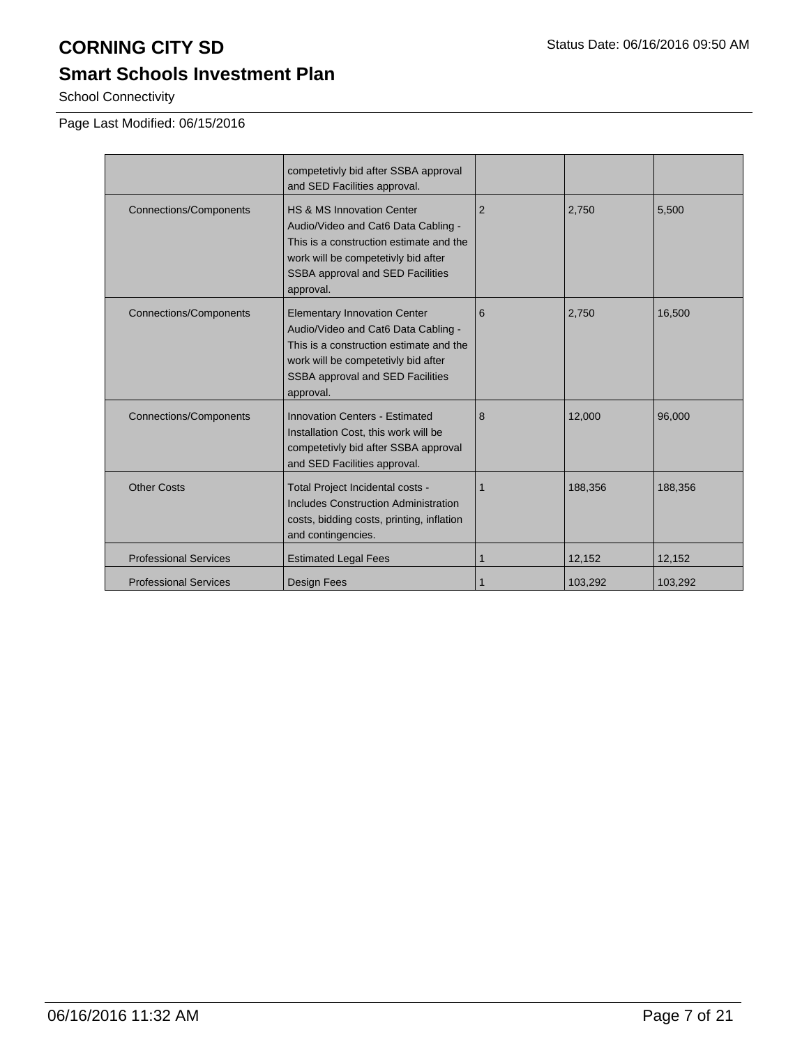# CORNING CITY SD

## Smart Schools Investment Plan

School Connectivity

Page Last Modified: 06/15/2016

| | | | | |
|---|---|---|---|---|
| | competetivly bid after SSBA approval and SED Facilities approval. | | | |
| Connections/Components | HS & MS Innovation Center Audio/Video and Cat6 Data Cabling - This is a construction estimate and the work will be competetivly bid after SSBA approval and SED Facilities approval. | 2 | 2,750 | 5,500 |
| Connections/Components | Elementary Innovation Center Audio/Video and Cat6 Data Cabling - This is a construction estimate and the work will be competetivly bid after SSBA approval and SED Facilities approval. | 6 | 2,750 | 16,500 |
| Connections/Components | Innovation Centers - Estimated Installation Cost, this work will be competetivly bid after SSBA approval and SED Facilities approval. | 8 | 12,000 | 96,000 |
| Other Costs | Total Project Incidental costs - Includes Construction Administration costs, bidding costs, printing, inflation and contingencies. | 1 | 188,356 | 188,356 |
| Professional Services | Estimated Legal Fees | 1 | 12,152 | 12,152 |
| Professional Services | Design Fees | 1 | 103,292 | 103,292 |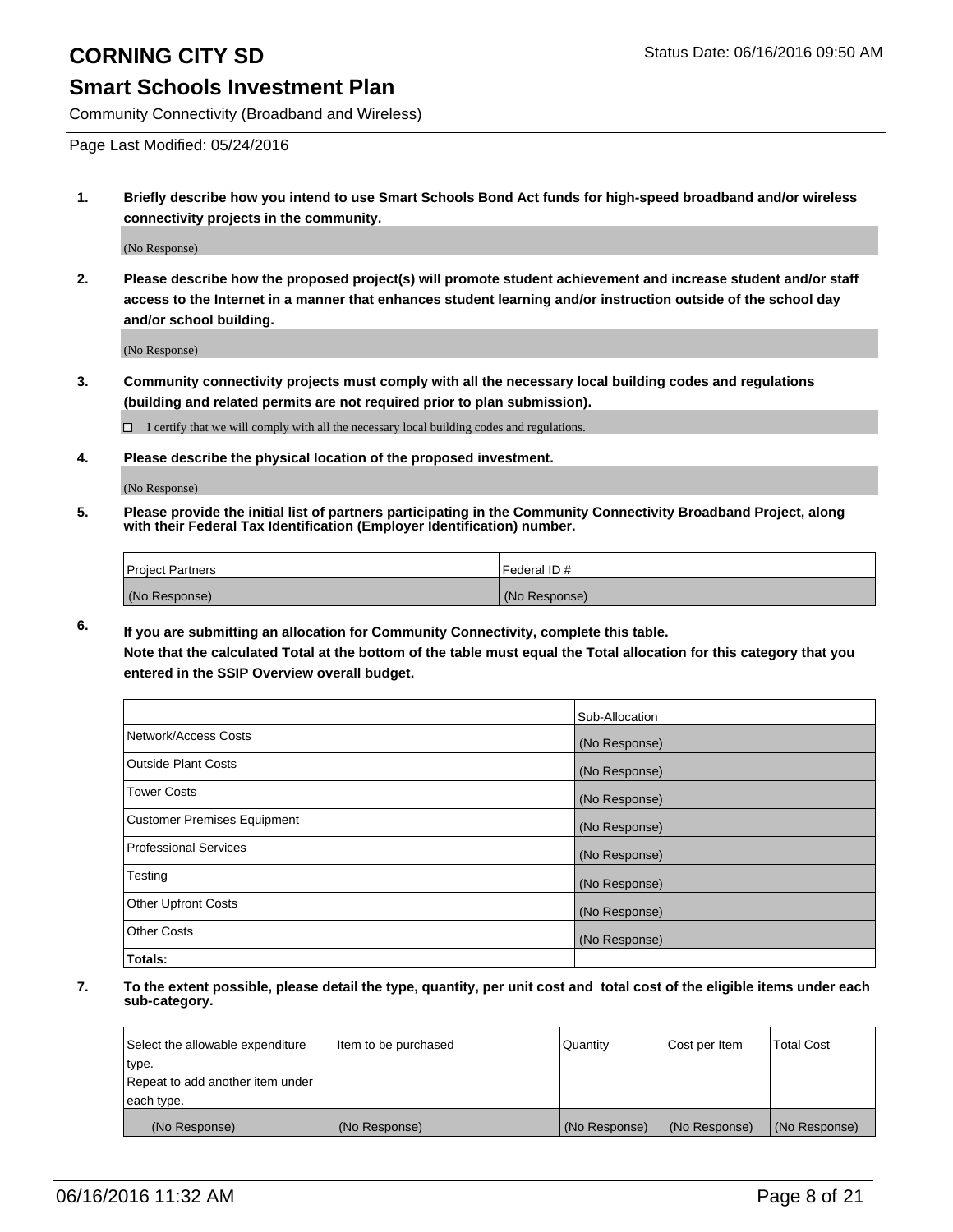# CORNING CITY SD

Status Date: 06/16/2016 09:50 AM

## Smart Schools Investment Plan

Community Connectivity (Broadband and Wireless)

Page Last Modified: 05/24/2016

**1. Briefly describe how you intend to use Smart Schools Bond Act funds for high-speed broadband and/or wireless connectivity projects in the community.**

(No Response)

**2. Please describe how the proposed project(s) will promote student achievement and increase student and/or staff access to the Internet in a manner that enhances student learning and/or instruction outside of the school day and/or school building.**

(No Response)

**3. Community connectivity projects must comply with all the necessary local building codes and regulations (building and related permits are not required prior to plan submission).**

☐ I certify that we will comply with all the necessary local building codes and regulations.

**4. Please describe the physical location of the proposed investment.**

(No Response)

**5. Please provide the initial list of partners participating in the Community Connectivity Broadband Project, along with their Federal Tax Identification (Employer Identification) number.**

| Project Partners | Federal ID # |
| --- | --- |
| (No Response) | (No Response) |

**6. If you are submitting an allocation for Community Connectivity, complete this table.**
**Note that the calculated Total at the bottom of the table must equal the Total allocation for this category that you entered in the SSIP Overview overall budget.**

| | Sub-Allocation |
| --- | --- |
| Network/Access Costs | (No Response) |
| Outside Plant Costs | (No Response) |
| Tower Costs | (No Response) |
| Customer Premises Equipment | (No Response) |
| Professional Services | (No Response) |
| Testing | (No Response) |
| Other Upfront Costs | (No Response) |
| Other Costs | (No Response) |
| **Totals:** | |

**7. To the extent possible, please detail the type, quantity, per unit cost and total cost of the eligible items under each sub-category.**

| Select the allowable expenditure type. Repeat to add another item under each type. | Item to be purchased | Quantity | Cost per Item | Total Cost |
| --- | --- | --- | --- | --- |
| (No Response) | (No Response) | (No Response) | (No Response) | (No Response) |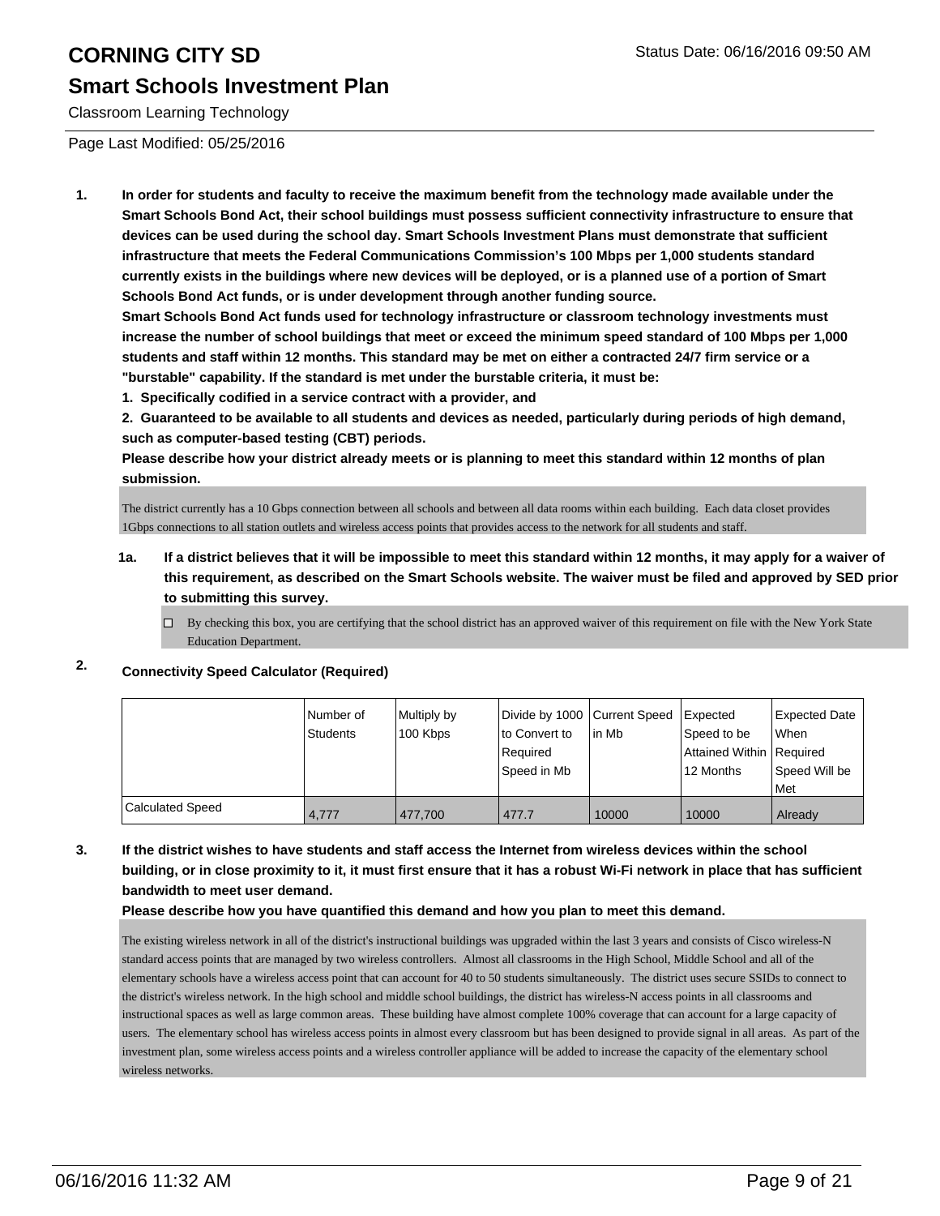# CORNING CITY SD

## Smart Schools Investment Plan

Classroom Learning Technology

Page Last Modified: 05/25/2016

**1. In order for students and faculty to receive the maximum benefit from the technology made available under the Smart Schools Bond Act, their school buildings must possess sufficient connectivity infrastructure to ensure that devices can be used during the school day. Smart Schools Investment Plans must demonstrate that sufficient infrastructure that meets the Federal Communications Commission's 100 Mbps per 1,000 students standard currently exists in the buildings where new devices will be deployed, or is a planned use of a portion of Smart Schools Bond Act funds, or is under development through another funding source.**

**Smart Schools Bond Act funds used for technology infrastructure or classroom technology investments must increase the number of school buildings that meet or exceed the minimum speed standard of 100 Mbps per 1,000 students and staff within 12 months. This standard may be met on either a contracted 24/7 firm service or a "burstable" capability. If the standard is met under the burstable criteria, it must be:**

**1. Specifically codified in a service contract with a provider, and**

**2. Guaranteed to be available to all students and devices as needed, particularly during periods of high demand, such as computer-based testing (CBT) periods.**

**Please describe how your district already meets or is planning to meet this standard within 12 months of plan submission.**

The district currently has a 10 Gbps connection between all schools and between all data rooms within each building. Each data closet provides 1Gbps connections to all station outlets and wireless access points that provides access to the network for all students and staff.

**1a. If a district believes that it will be impossible to meet this standard within 12 months, it may apply for a waiver of this requirement, as described on the Smart Schools website. The waiver must be filed and approved by SED prior to submitting this survey.**

☐ By checking this box, you are certifying that the school district has an approved waiver of this requirement on file with the New York State Education Department.

**2. Connectivity Speed Calculator (Required)**

| | Number of Students | Multiply by 100 Kbps | Divide by 1000 to Convert to Required Speed in Mb | Current Speed in Mb | Expected Speed to be Attained Within 12 Months | Expected Date When Required Speed Will be Met |
|---|---|---|---|---|---|---|
| Calculated Speed | 4,777 | 477,700 | 477.7 | 10000 | 10000 | Already |

**3. If the district wishes to have students and staff access the Internet from wireless devices within the school building, or in close proximity to it, it must first ensure that it has a robust Wi-Fi network in place that has sufficient bandwidth to meet user demand.**

**Please describe how you have quantified this demand and how you plan to meet this demand.**

The existing wireless network in all of the district's instructional buildings was upgraded within the last 3 years and consists of Cisco wireless-N standard access points that are managed by two wireless controllers. Almost all classrooms in the High School, Middle School and all of the elementary schools have a wireless access point that can account for 40 to 50 students simultaneously. The district uses secure SSIDs to connect to the district's wireless network. In the high school and middle school buildings, the district has wireless-N access points in all classrooms and instructional spaces as well as large common areas. These building have almost complete 100% coverage that can account for a large capacity of users. The elementary school has wireless access points in almost every classroom but has been designed to provide signal in all areas. As part of the investment plan, some wireless access points and a wireless controller appliance will be added to increase the capacity of the elementary school wireless networks.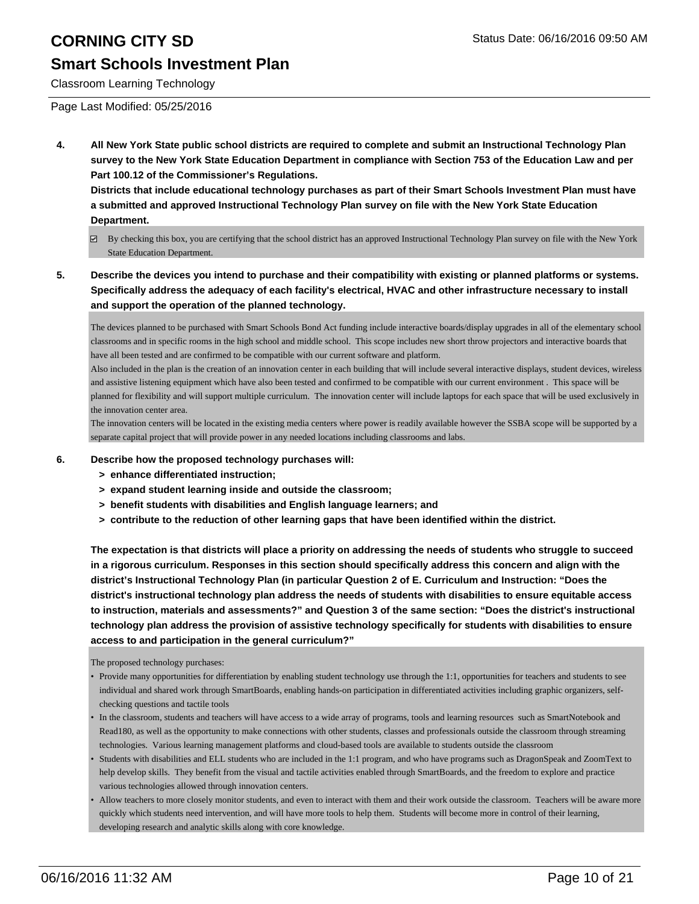**4. All New York State public school districts are required to complete and submit an Instructional Technology Plan survey to the New York State Education Department in compliance with Section 753 of the Education Law and per Part 100.12 of the Commissioner's Regulations.**

**Districts that include educational technology purchases as part of their Smart Schools Investment Plan must have a submitted and approved Instructional Technology Plan survey on file with the New York State Education Department.**

☑ By checking this box, you are certifying that the school district has an approved Instructional Technology Plan survey on file with the New York State Education Department.

**5. Describe the devices you intend to purchase and their compatibility with existing or planned platforms or systems. Specifically address the adequacy of each facility's electrical, HVAC and other infrastructure necessary to install and support the operation of the planned technology.**

The devices planned to be purchased with Smart Schools Bond Act funding include interactive boards/display upgrades in all of the elementary school classrooms and in specific rooms in the high school and middle school. This scope includes new short throw projectors and interactive boards that have all been tested and are confirmed to be compatible with our current software and platform.
Also included in the plan is the creation of an innovation center in each building that will include several interactive displays, student devices, wireless and assistive listening equipment which have also been tested and confirmed to be compatible with our current environment . This space will be planned for flexibility and will support multiple curriculum. The innovation center will include laptops for each space that will be used exclusively in the innovation center area.
The innovation centers will be located in the existing media centers where power is readily available however the SSBA scope will be supported by a separate capital project that will provide power in any needed locations including classrooms and labs.

**6. Describe how the proposed technology purchases will:**

**> enhance differentiated instruction;**

**> expand student learning inside and outside the classroom;**

**> benefit students with disabilities and English language learners; and**

**> contribute to the reduction of other learning gaps that have been identified within the district.**

**The expectation is that districts will place a priority on addressing the needs of students who struggle to succeed in a rigorous curriculum. Responses in this section should specifically address this concern and align with the district's Instructional Technology Plan (in particular Question 2 of E. Curriculum and Instruction: "Does the district's instructional technology plan address the needs of students with disabilities to ensure equitable access to instruction, materials and assessments?" and Question 3 of the same section: "Does the district's instructional technology plan address the provision of assistive technology specifically for students with disabilities to ensure access to and participation in the general curriculum?"**

The proposed technology purchases:

- Provide many opportunities for differentiation by enabling student technology use through the 1:1, opportunities for teachers and students to see individual and shared work through SmartBoards, enabling hands-on participation in differentiated activities including graphic organizers, self-checking questions and tactile tools
- In the classroom, students and teachers will have access to a wide array of programs, tools and learning resources such as SmartNotebook and Read180, as well as the opportunity to make connections with other students, classes and professionals outside the classroom through streaming technologies. Various learning management platforms and cloud-based tools are available to students outside the classroom
- Students with disabilities and ELL students who are included in the 1:1 program, and who have programs such as DragonSpeak and ZoomText to help develop skills. They benefit from the visual and tactile activities enabled through SmartBoards, and the freedom to explore and practice various technologies allowed through innovation centers.
- Allow teachers to more closely monitor students, and even to interact with them and their work outside the classroom. Teachers will be aware more quickly which students need intervention, and will have more tools to help them. Students will become more in control of their learning, developing research and analytic skills along with core knowledge.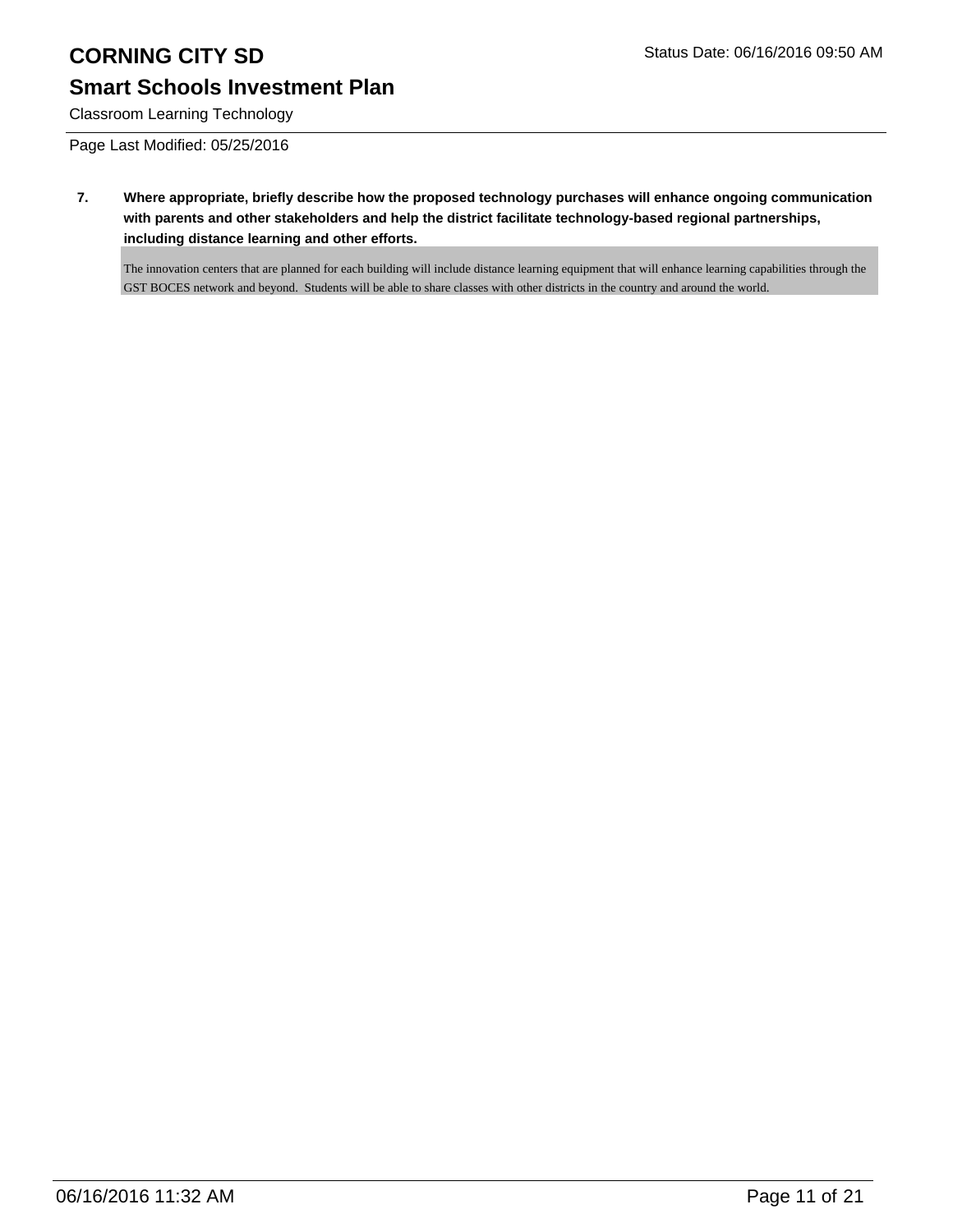**7. Where appropriate, briefly describe how the proposed technology purchases will enhance ongoing communication with parents and other stakeholders and help the district facilitate technology-based regional partnerships, including distance learning and other efforts.**

The innovation centers that are planned for each building will include distance learning equipment that will enhance learning capabilities through the GST BOCES network and beyond. Students will be able to share classes with other districts in the country and around the world.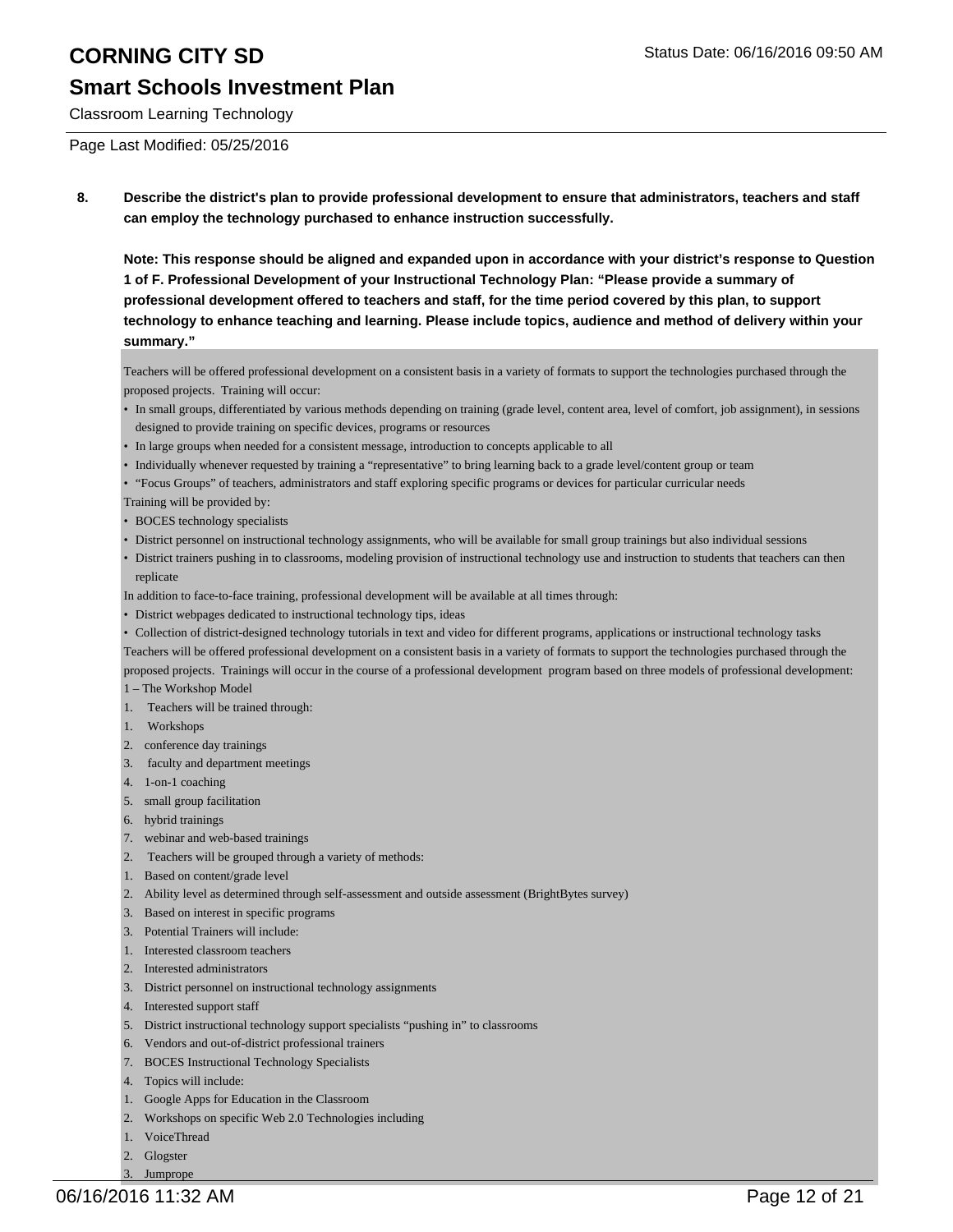# CORNING CITY SD

## Smart Schools Investment Plan

Classroom Learning Technology

Page Last Modified: 05/25/2016

**8. Describe the district's plan to provide professional development to ensure that administrators, teachers and staff can employ the technology purchased to enhance instruction successfully.**

**Note: This response should be aligned and expanded upon in accordance with your district's response to Question 1 of F. Professional Development of your Instructional Technology Plan: "Please provide a summary of professional development offered to teachers and staff, for the time period covered by this plan, to support technology to enhance teaching and learning. Please include topics, audience and method of delivery within your summary."**

Teachers will be offered professional development on a consistent basis in a variety of formats to support the technologies purchased through the proposed projects. Training will occur:

- In small groups, differentiated by various methods depending on training (grade level, content area, level of comfort, job assignment), in sessions designed to provide training on specific devices, programs or resources
- In large groups when needed for a consistent message, introduction to concepts applicable to all
- Individually whenever requested by training a "representative" to bring learning back to a grade level/content group or team
- "Focus Groups" of teachers, administrators and staff exploring specific programs or devices for particular curricular needs

Training will be provided by:

- BOCES technology specialists
- District personnel on instructional technology assignments, who will be available for small group trainings but also individual sessions
- District trainers pushing in to classrooms, modeling provision of instructional technology use and instruction to students that teachers can then replicate

In addition to face-to-face training, professional development will be available at all times through:

- District webpages dedicated to instructional technology tips, ideas
- Collection of district-designed technology tutorials in text and video for different programs, applications or instructional technology tasks

Teachers will be offered professional development on a consistent basis in a variety of formats to support the technologies purchased through the proposed projects. Trainings will occur in the course of a professional development program based on three models of professional development:

1 – The Workshop Model

1. Teachers will be trained through:
    1. Workshops
    2. conference day trainings
    3. faculty and department meetings
    4. 1-on-1 coaching
    5. small group facilitation
    6. hybrid trainings
    7. webinar and web-based trainings
2. Teachers will be grouped through a variety of methods:
    1. Based on content/grade level
    2. Ability level as determined through self-assessment and outside assessment (BrightBytes survey)
    3. Based on interest in specific programs
3. Potential Trainers will include:
    1. Interested classroom teachers
    2. Interested administrators
    3. District personnel on instructional technology assignments
    4. Interested support staff
    5. District instructional technology support specialists "pushing in" to classrooms
    6. Vendors and out-of-district professional trainers
    7. BOCES Instructional Technology Specialists
4. Topics will include:
    1. Google Apps for Education in the Classroom
    2. Workshops on specific Web 2.0 Technologies including
        1. VoiceThread
        2. Glogster
        3. Jumprope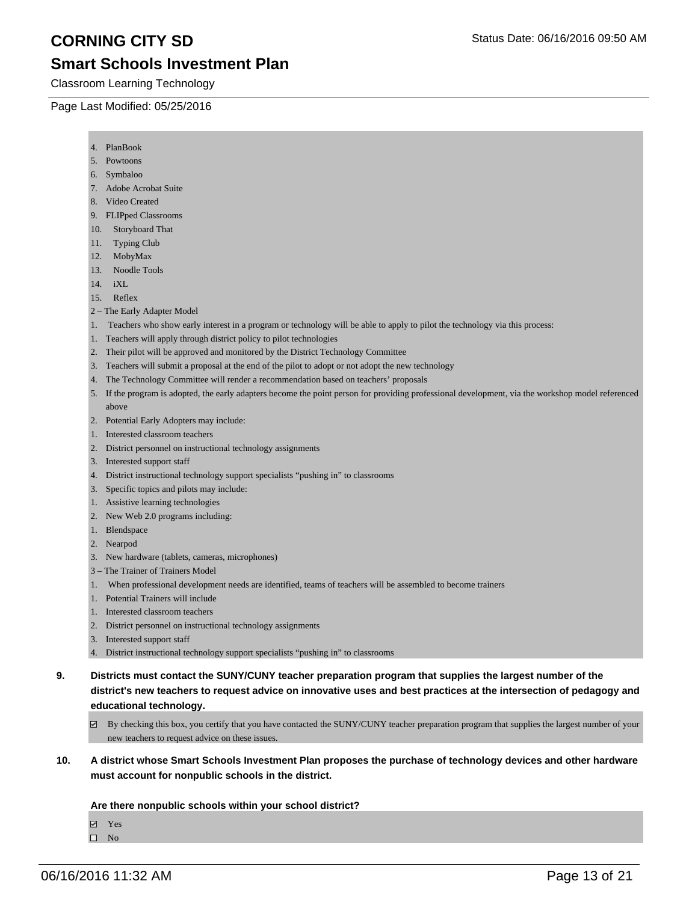# CORNING CITY SD

## Smart Schools Investment Plan

Classroom Learning Technology

Page Last Modified: 05/25/2016

4. PlanBook
5. Powtoons
6. Symbaloo
7. Adobe Acrobat Suite
8. Video Created
9. FLIPped Classrooms
10. Storyboard That
11. Typing Club
12. MobyMax
13. Noodle Tools
14. iXL
15. Reflex

2 – The Early Adapter Model

1. Teachers who show early interest in a program or technology will be able to apply to pilot the technology via this process:
1. Teachers will apply through district policy to pilot technologies
2. Their pilot will be approved and monitored by the District Technology Committee
3. Teachers will submit a proposal at the end of the pilot to adopt or not adopt the new technology
4. The Technology Committee will render a recommendation based on teachers' proposals
5. If the program is adopted, the early adapters become the point person for providing professional development, via the workshop model referenced above
2. Potential Early Adopters may include:
1. Interested classroom teachers
2. District personnel on instructional technology assignments
3. Interested support staff
4. District instructional technology support specialists "pushing in" to classrooms
3. Specific topics and pilots may include:
1. Assistive learning technologies
2. New Web 2.0 programs including:
1. Blendspace
2. Nearpod
3. New hardware (tablets, cameras, microphones)

3 – The Trainer of Trainers Model

1. When professional development needs are identified, teams of teachers will be assembled to become trainers
1. Potential Trainers will include
1. Interested classroom teachers
2. District personnel on instructional technology assignments
3. Interested support staff
4. District instructional technology support specialists "pushing in" to classrooms

**9. Districts must contact the SUNY/CUNY teacher preparation program that supplies the largest number of the district's new teachers to request advice on innovative uses and best practices at the intersection of pedagogy and educational technology.**

☑ By checking this box, you certify that you have contacted the SUNY/CUNY teacher preparation program that supplies the largest number of your new teachers to request advice on these issues.

**10. A district whose Smart Schools Investment Plan proposes the purchase of technology devices and other hardware must account for nonpublic schools in the district.**

**Are there nonpublic schools within your school district?**

☑ Yes
☐ No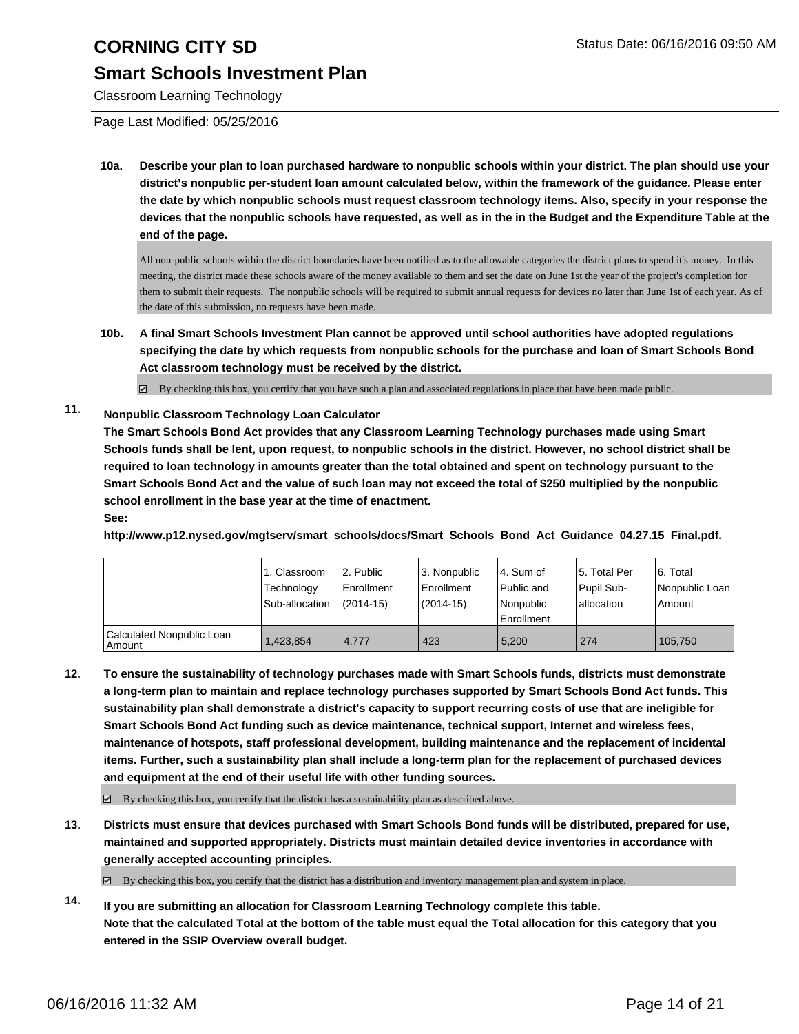# CORNING CITY SD

## Smart Schools Investment Plan

Classroom Learning Technology

Page Last Modified: 05/25/2016

**10a. Describe your plan to loan purchased hardware to nonpublic schools within your district. The plan should use your district's nonpublic per-student loan amount calculated below, within the framework of the guidance. Please enter the date by which nonpublic schools must request classroom technology items. Also, specify in your response the devices that the nonpublic schools have requested, as well as in the in the Budget and the Expenditure Table at the end of the page.**

All non-public schools within the district boundaries have been notified as to the allowable categories the district plans to spend it's money. In this meeting, the district made these schools aware of the money available to them and set the date on June 1st the year of the project's completion for them to submit their requests. The nonpublic schools will be required to submit annual requests for devices no later than June 1st of each year. As of the date of this submission, no requests have been made.

**10b. A final Smart Schools Investment Plan cannot be approved until school authorities have adopted regulations specifying the date by which requests from nonpublic schools for the purchase and loan of Smart Schools Bond Act classroom technology must be received by the district.**

☑ By checking this box, you certify that you have such a plan and associated regulations in place that have been made public.

**11. Nonpublic Classroom Technology Loan Calculator**

**The Smart Schools Bond Act provides that any Classroom Learning Technology purchases made using Smart Schools funds shall be lent, upon request, to nonpublic schools in the district. However, no school district shall be required to loan technology in amounts greater than the total obtained and spent on technology pursuant to the Smart Schools Bond Act and the value of such loan may not exceed the total of $250 multiplied by the nonpublic school enrollment in the base year at the time of enactment.**

**See:**

**http://www.p12.nysed.gov/mgtserv/smart_schools/docs/Smart_Schools_Bond_Act_Guidance_04.27.15_Final.pdf.**

| | 1. Classroom Technology Sub-allocation | 2. Public Enrollment (2014-15) | 3. Nonpublic Enrollment (2014-15) | 4. Sum of Public and Nonpublic Enrollment | 5. Total Per Pupil Sub-allocation | 6. Total Nonpublic Loan Amount |
|---|---|---|---|---|---|---|
| Calculated Nonpublic Loan Amount | 1,423,854 | 4,777 | 423 | 5,200 | 274 | 105,750 |

**12. To ensure the sustainability of technology purchases made with Smart Schools funds, districts must demonstrate a long-term plan to maintain and replace technology purchases supported by Smart Schools Bond Act funds. This sustainability plan shall demonstrate a district's capacity to support recurring costs of use that are ineligible for Smart Schools Bond Act funding such as device maintenance, technical support, Internet and wireless fees, maintenance of hotspots, staff professional development, building maintenance and the replacement of incidental items. Further, such a sustainability plan shall include a long-term plan for the replacement of purchased devices and equipment at the end of their useful life with other funding sources.**

☑ By checking this box, you certify that the district has a sustainability plan as described above.

**13. Districts must ensure that devices purchased with Smart Schools Bond funds will be distributed, prepared for use, maintained and supported appropriately. Districts must maintain detailed device inventories in accordance with generally accepted accounting principles.**

☑ By checking this box, you certify that the district has a distribution and inventory management plan and system in place.

**14. If you are submitting an allocation for Classroom Learning Technology complete this table. Note that the calculated Total at the bottom of the table must equal the Total allocation for this category that you entered in the SSIP Overview overall budget.**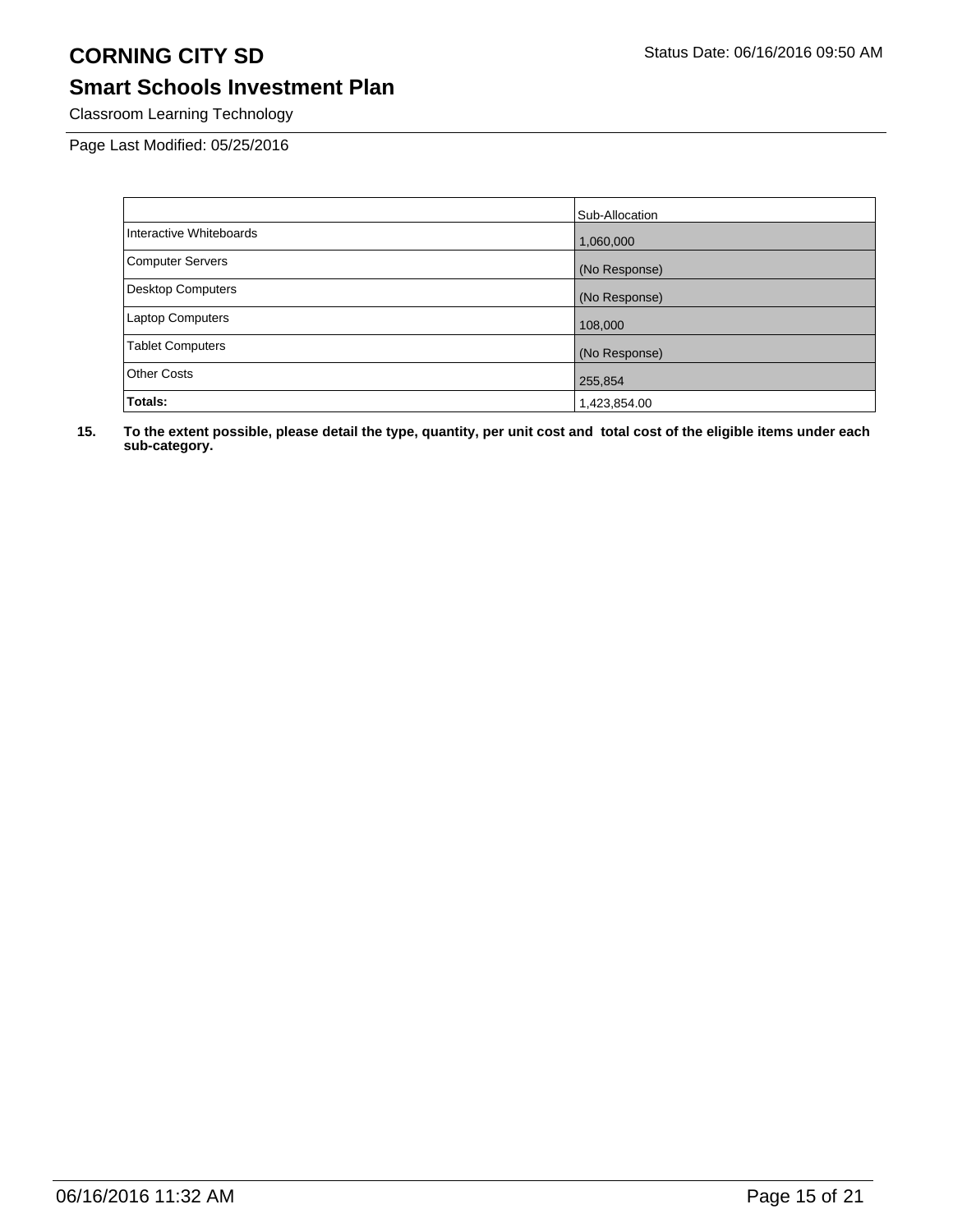# CORNING CITY SD

## Smart Schools Investment Plan

Classroom Learning Technology

Page Last Modified: 05/25/2016

| | Sub-Allocation |
|---|---|
| Interactive Whiteboards | 1,060,000 |
| Computer Servers | (No Response) |
| Desktop Computers | (No Response) |
| Laptop Computers | 108,000 |
| Tablet Computers | (No Response) |
| Other Costs | 255,854 |
| **Totals:** | 1,423,854.00 |

**15. To the extent possible, please detail the type, quantity, per unit cost and total cost of the eligible items under each sub-category.**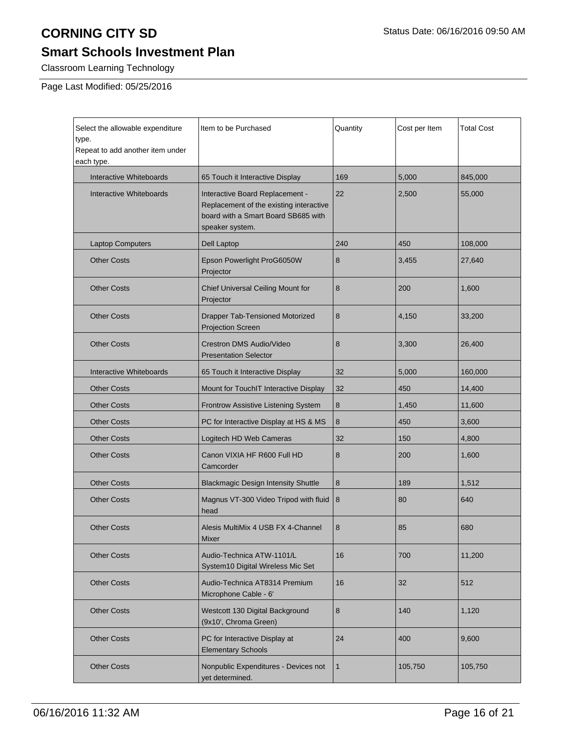# CORNING CITY SD

## Smart Schools Investment Plan

Classroom Learning Technology

Page Last Modified: 05/25/2016

| Select the allowable expenditure type. Repeat to add another item under each type. | Item to be Purchased | Quantity | Cost per Item | Total Cost |
|---|---|---|---|---|
| Interactive Whiteboards | 65 Touch it Interactive Display | 169 | 5,000 | 845,000 |
| Interactive Whiteboards | Interactive Board Replacement - Replacement of the existing interactive board with a Smart Board SB685 with speaker system. | 22 | 2,500 | 55,000 |
| Laptop Computers | Dell Laptop | 240 | 450 | 108,000 |
| Other Costs | Epson Powerlight ProG6050W Projector | 8 | 3,455 | 27,640 |
| Other Costs | Chief Universal Ceiling Mount for Projector | 8 | 200 | 1,600 |
| Other Costs | Drapper Tab-Tensioned Motorized Projection Screen | 8 | 4,150 | 33,200 |
| Other Costs | Crestron DMS Audio/Video Presentation Selector | 8 | 3,300 | 26,400 |
| Interactive Whiteboards | 65 Touch it Interactive Display | 32 | 5,000 | 160,000 |
| Other Costs | Mount for TouchIT Interactive Display | 32 | 450 | 14,400 |
| Other Costs | Frontrow Assistive Listening System | 8 | 1,450 | 11,600 |
| Other Costs | PC for Interactive Display at HS & MS | 8 | 450 | 3,600 |
| Other Costs | Logitech HD Web Cameras | 32 | 150 | 4,800 |
| Other Costs | Canon VIXIA HF R600 Full HD Camcorder | 8 | 200 | 1,600 |
| Other Costs | Blackmagic Design Intensity Shuttle | 8 | 189 | 1,512 |
| Other Costs | Magnus VT-300 Video Tripod with fluid head | 8 | 80 | 640 |
| Other Costs | Alesis MultiMix 4 USB FX 4-Channel Mixer | 8 | 85 | 680 |
| Other Costs | Audio-Technica ATW-1101/L System10 Digital Wireless Mic Set | 16 | 700 | 11,200 |
| Other Costs | Audio-Technica AT8314 Premium Microphone Cable - 6' | 16 | 32 | 512 |
| Other Costs | Westcott 130 Digital Background (9x10', Chroma Green) | 8 | 140 | 1,120 |
| Other Costs | PC for Interactive Display at Elementary Schools | 24 | 400 | 9,600 |
| Other Costs | Nonpublic Expenditures - Devices not yet determined. | 1 | 105,750 | 105,750 |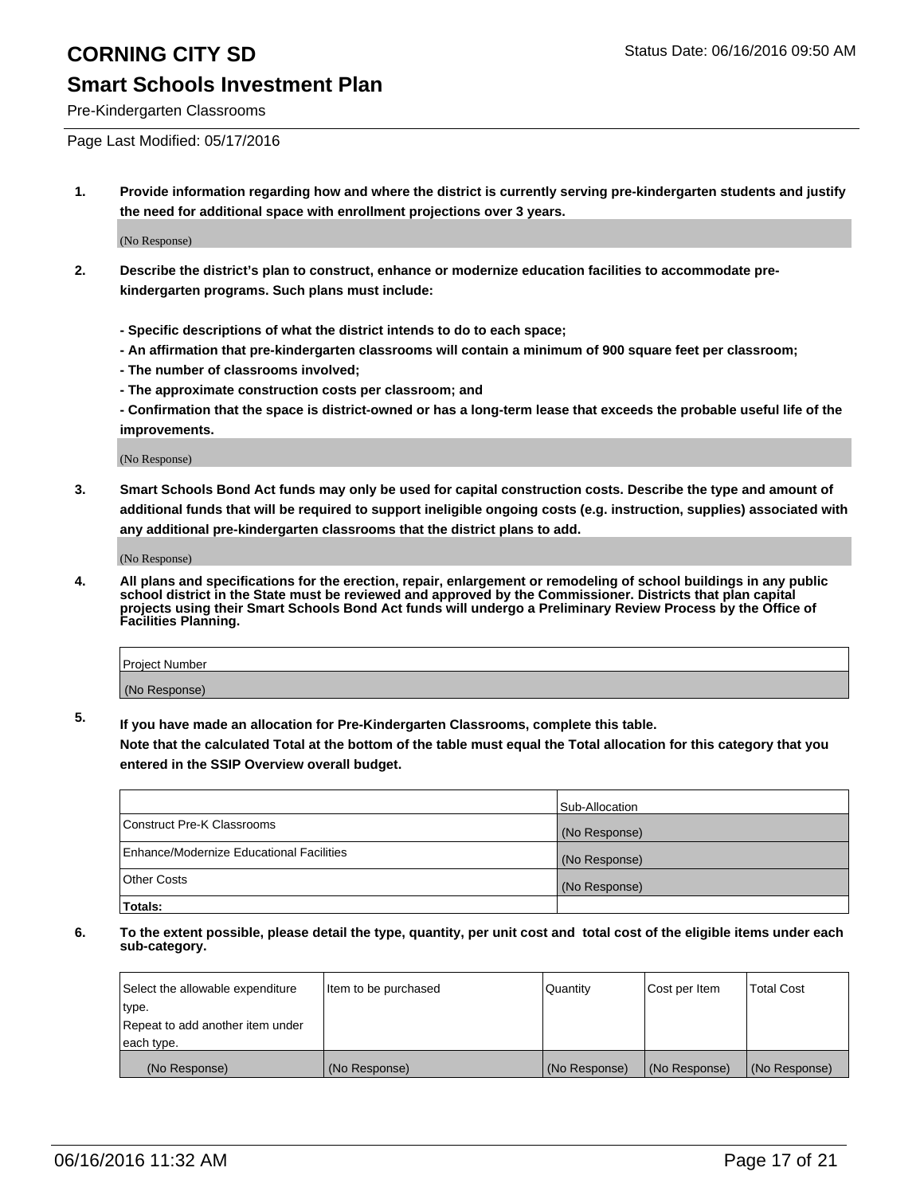**CORNING CITY SD** Status Date: 06/16/2016 09:50 AM

## Smart Schools Investment Plan

Pre-Kindergarten Classrooms

Page Last Modified: 05/17/2016

**1. Provide information regarding how and where the district is currently serving pre-kindergarten students and justify the need for additional space with enrollment projections over 3 years.**

(No Response)

**2. Describe the district's plan to construct, enhance or modernize education facilities to accommodate pre-kindergarten programs. Such plans must include:**

**- Specific descriptions of what the district intends to do to each space;**

**- An affirmation that pre-kindergarten classrooms will contain a minimum of 900 square feet per classroom;**

**- The number of classrooms involved;**

**- The approximate construction costs per classroom; and**

**- Confirmation that the space is district-owned or has a long-term lease that exceeds the probable useful life of the improvements.**

(No Response)

**3. Smart Schools Bond Act funds may only be used for capital construction costs. Describe the type and amount of additional funds that will be required to support ineligible ongoing costs (e.g. instruction, supplies) associated with any additional pre-kindergarten classrooms that the district plans to add.**

(No Response)

**4. All plans and specifications for the erection, repair, enlargement or remodeling of school buildings in any public school district in the State must be reviewed and approved by the Commissioner. Districts that plan capital projects using their Smart Schools Bond Act funds will undergo a Preliminary Review Process by the Office of Facilities Planning.**

| Project Number |
|---|
| (No Response) |

**5. If you have made an allocation for Pre-Kindergarten Classrooms, complete this table.**
**Note that the calculated Total at the bottom of the table must equal the Total allocation for this category that you entered in the SSIP Overview overall budget.**

| | Sub-Allocation |
|---|---|
| Construct Pre-K Classrooms | (No Response) |
| Enhance/Modernize Educational Facilities | (No Response) |
| Other Costs | (No Response) |
| **Totals:** | |

**6. To the extent possible, please detail the type, quantity, per unit cost and total cost of the eligible items under each sub-category.**

| Select the allowable expenditure type. Repeat to add another item under each type. | Item to be purchased | Quantity | Cost per Item | Total Cost |
|---|---|---|---|---|
| (No Response) | (No Response) | (No Response) | (No Response) | (No Response) |

06/16/2016 11:32 AM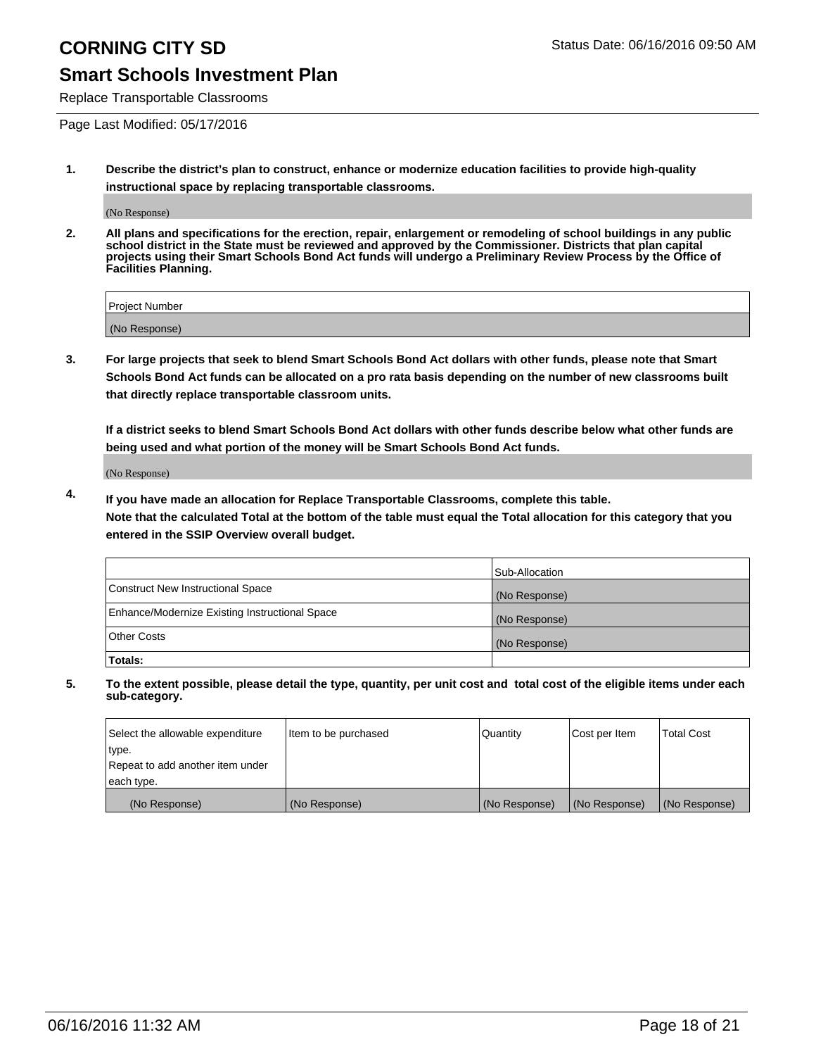# CORNING CITY SD

Status Date: 06/16/2016 09:50 AM

## Smart Schools Investment Plan

Replace Transportable Classrooms

Page Last Modified: 05/17/2016

1. **Describe the district's plan to construct, enhance or modernize education facilities to provide high-quality instructional space by replacing transportable classrooms.**

(No Response)

2. **All plans and specifications for the erection, repair, enlargement or remodeling of school buildings in any public school district in the State must be reviewed and approved by the Commissioner. Districts that plan capital projects using their Smart Schools Bond Act funds will undergo a Preliminary Review Process by the Office of Facilities Planning.**

| Project Number |
|---|
| (No Response) |

3. **For large projects that seek to blend Smart Schools Bond Act dollars with other funds, please note that Smart Schools Bond Act funds can be allocated on a pro rata basis depending on the number of new classrooms built that directly replace transportable classroom units.**

**If a district seeks to blend Smart Schools Bond Act dollars with other funds describe below what other funds are being used and what portion of the money will be Smart Schools Bond Act funds.**

(No Response)

4. **If you have made an allocation for Replace Transportable Classrooms, complete this table. Note that the calculated Total at the bottom of the table must equal the Total allocation for this category that you entered in the SSIP Overview overall budget.**

| | Sub-Allocation |
|---|---|
| Construct New Instructional Space | (No Response) |
| Enhance/Modernize Existing Instructional Space | (No Response) |
| Other Costs | (No Response) |
| **Totals:** | |

5. **To the extent possible, please detail the type, quantity, per unit cost and total cost of the eligible items under each sub-category.**

| Select the allowable expenditure type. Repeat to add another item under each type. | Item to be purchased | Quantity | Cost per Item | Total Cost |
|---|---|---|---|---|
| (No Response) | (No Response) | (No Response) | (No Response) | (No Response) |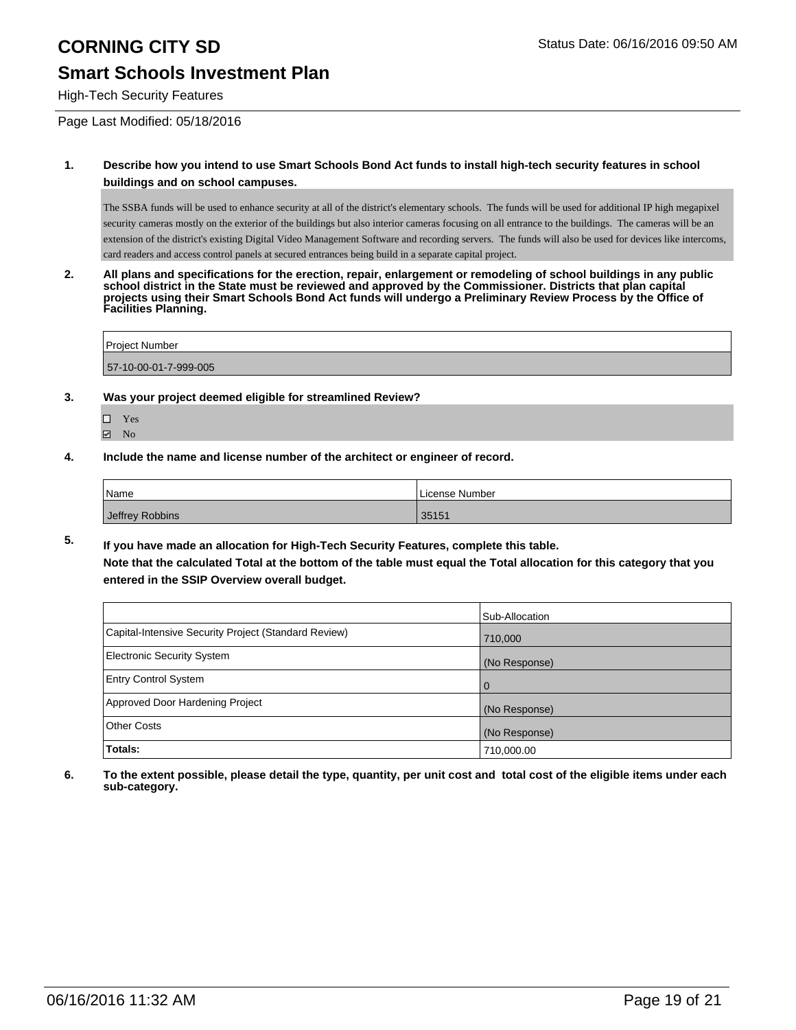# CORNING CITY SD

## Smart Schools Investment Plan

High-Tech Security Features

Status Date: 06/16/2016 09:50 AM

Page Last Modified: 05/18/2016

**1. Describe how you intend to use Smart Schools Bond Act funds to install high-tech security features in school buildings and on school campuses.**

The SSBA funds will be used to enhance security at all of the district's elementary schools. The funds will be used for additional IP high megapixel security cameras mostly on the exterior of the buildings but also interior cameras focusing on all entrance to the buildings. The cameras will be an extension of the district's existing Digital Video Management Software and recording servers. The funds will also be used for devices like intercoms, card readers and access control panels at secured entrances being build in a separate capital project.

**2. All plans and specifications for the erection, repair, enlargement or remodeling of school buildings in any public school district in the State must be reviewed and approved by the Commissioner. Districts that plan capital projects using their Smart Schools Bond Act funds will undergo a Preliminary Review Process by the Office of Facilities Planning.**

| Project Number |
|---|
| 57-10-00-01-7-999-005 |

**3. Was your project deemed eligible for streamlined Review?**

☐ Yes
☑ No

**4. Include the name and license number of the architect or engineer of record.**

| Name | License Number |
|---|---|
| Jeffrey Robbins | 35151 |

**5. If you have made an allocation for High-Tech Security Features, complete this table.**
**Note that the calculated Total at the bottom of the table must equal the Total allocation for this category that you entered in the SSIP Overview overall budget.**

| | Sub-Allocation |
|---|---|
| Capital-Intensive Security Project (Standard Review) | 710,000 |
| Electronic Security System | (No Response) |
| Entry Control System | 0 |
| Approved Door Hardening Project | (No Response) |
| Other Costs | (No Response) |
| **Totals:** | 710,000.00 |

**6. To the extent possible, please detail the type, quantity, per unit cost and total cost of the eligible items under each sub-category.**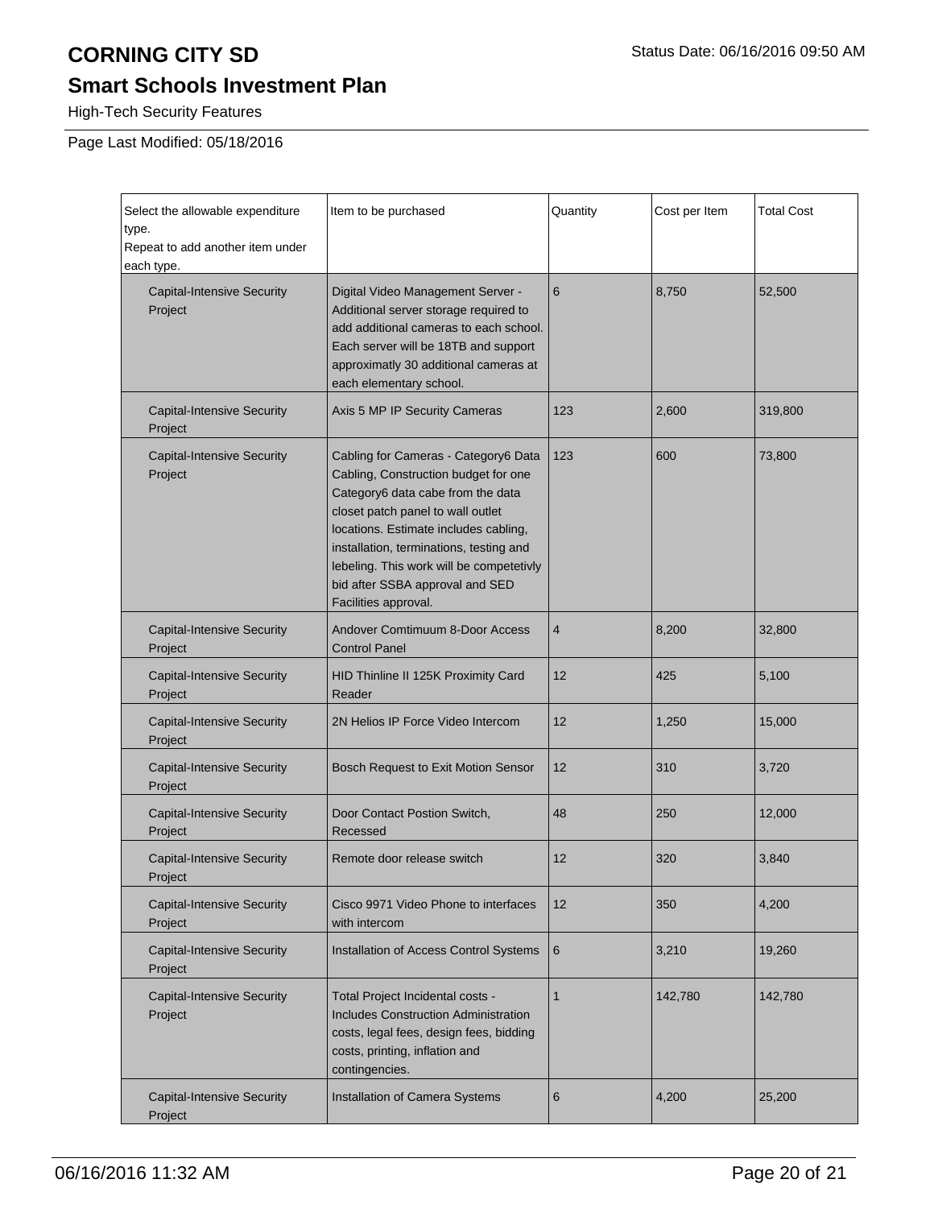# CORNING CITY SD

Status Date: 06/16/2016 09:50 AM

## Smart Schools Investment Plan

High-Tech Security Features

Page Last Modified: 05/18/2016

| Select the allowable expenditure type. Repeat to add another item under each type. | Item to be purchased | Quantity | Cost per Item | Total Cost |
|---|---|---|---|---|
| Capital-Intensive Security Project | Digital Video Management Server - Additional server storage required to add additional cameras to each school. Each server will be 18TB and support approximatly 30 additional cameras at each elementary school. | 6 | 8,750 | 52,500 |
| Capital-Intensive Security Project | Axis 5 MP IP Security Cameras | 123 | 2,600 | 319,800 |
| Capital-Intensive Security Project | Cabling for Cameras - Category6 Data Cabling, Construction budget for one Category6 data cabe from the data closet patch panel to wall outlet locations. Estimate includes cabling, installation, terminations, testing and lebeling. This work will be competetivly bid after SSBA approval and SED Facilities approval. | 123 | 600 | 73,800 |
| Capital-Intensive Security Project | Andover Comtimuum 8-Door Access Control Panel | 4 | 8,200 | 32,800 |
| Capital-Intensive Security Project | HID Thinline II 125K Proximity Card Reader | 12 | 425 | 5,100 |
| Capital-Intensive Security Project | 2N Helios IP Force Video Intercom | 12 | 1,250 | 15,000 |
| Capital-Intensive Security Project | Bosch Request to Exit Motion Sensor | 12 | 310 | 3,720 |
| Capital-Intensive Security Project | Door Contact Postion Switch, Recessed | 48 | 250 | 12,000 |
| Capital-Intensive Security Project | Remote door release switch | 12 | 320 | 3,840 |
| Capital-Intensive Security Project | Cisco 9971 Video Phone to interfaces with intercom | 12 | 350 | 4,200 |
| Capital-Intensive Security Project | Installation of Access Control Systems | 6 | 3,210 | 19,260 |
| Capital-Intensive Security Project | Total Project Incidental costs - Includes Construction Administration costs, legal fees, design fees, bidding costs, printing, inflation and contingencies. | 1 | 142,780 | 142,780 |
| Capital-Intensive Security Project | Installation of Camera Systems | 6 | 4,200 | 25,200 |